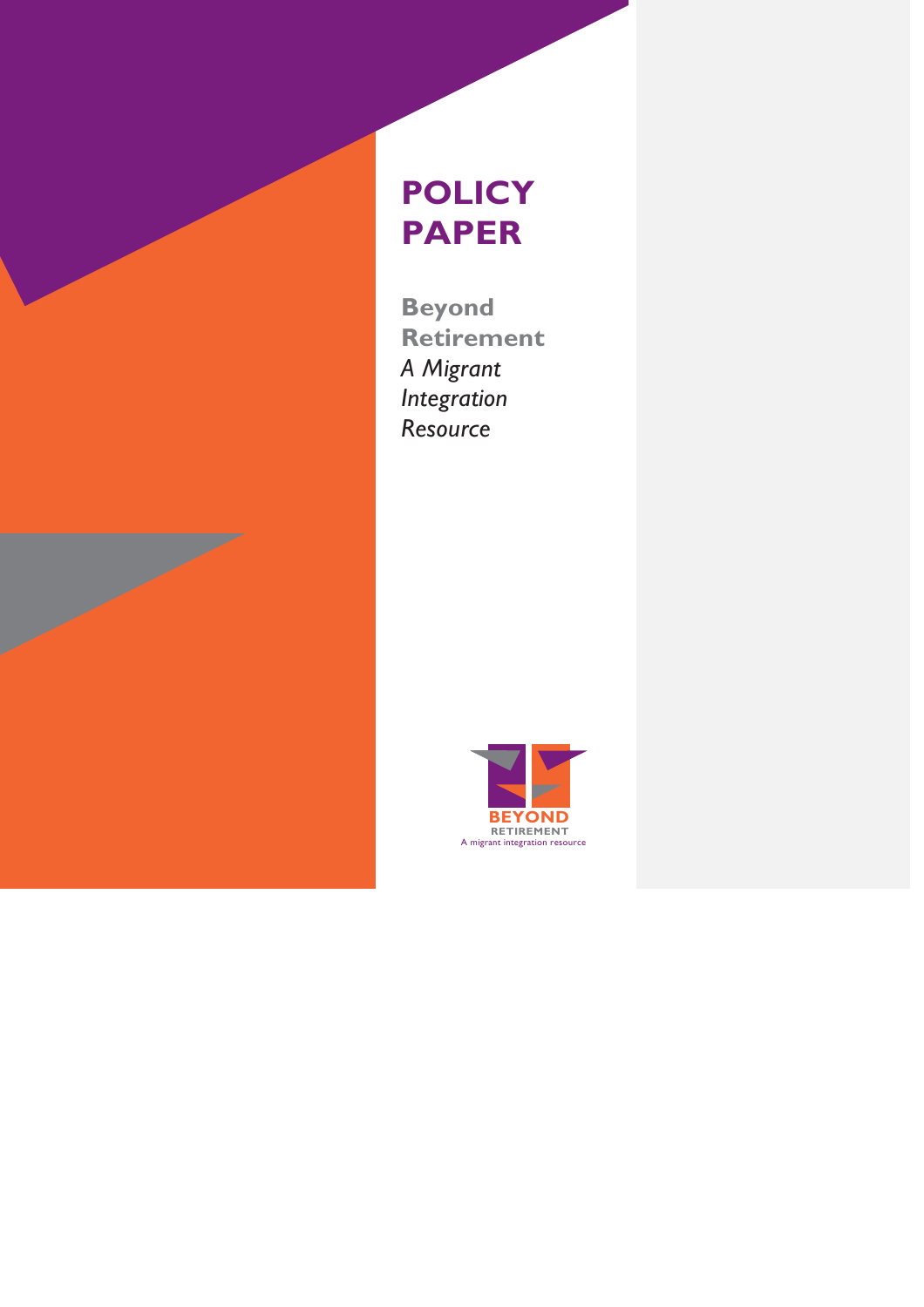# POLICY PAPER

**Beyond Retirement**

*A Migrant Integration Resource*

BEYOND RETIREMENT
A migrant integration resource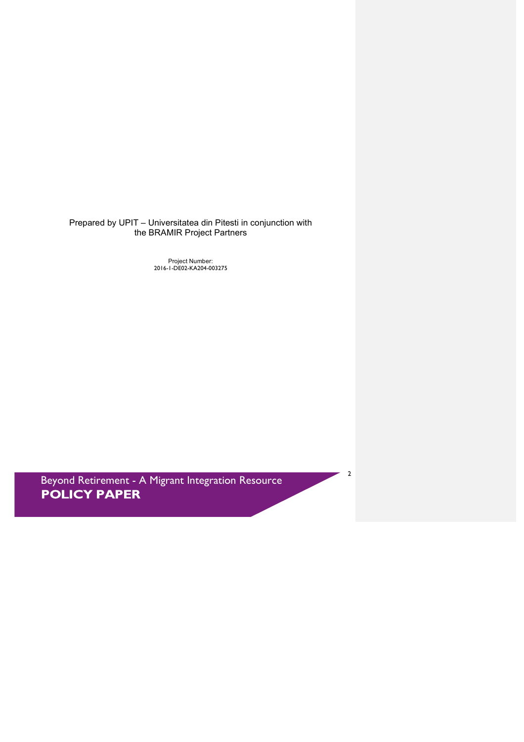Prepared by UPIT – Universitatea din Pitesti in conjunction with the BRAMIR Project Partners

Project Number:
2016-1-DE02-KA204-003275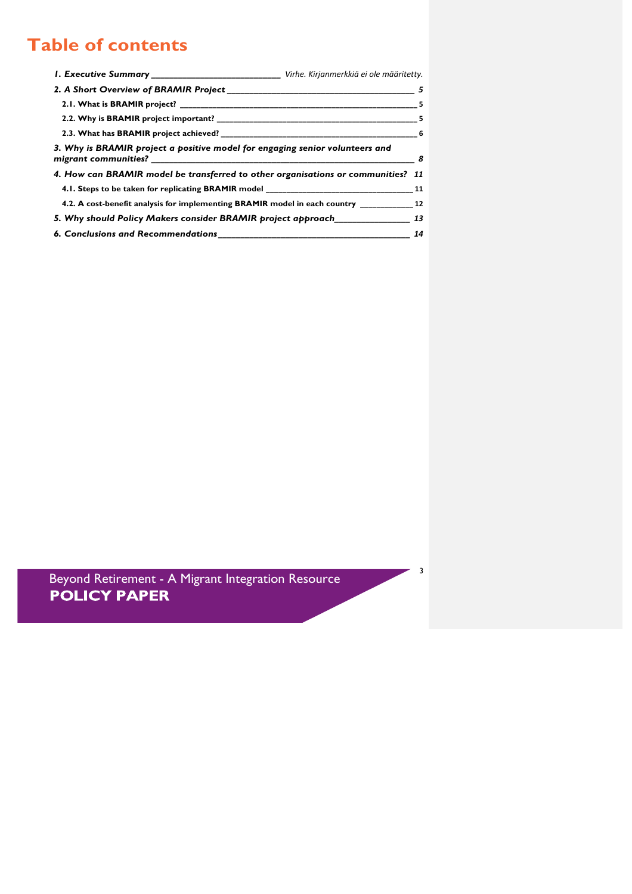# Table of contents

*1. Executive Summary* ____________ *Virhe. Kirjanmerkkiä ei ole määritetty.*

*2. A Short Overview of BRAMIR Project* ____________ *5*

**2.1. What is BRAMIR project?** ____________ 5

**2.2. Why is BRAMIR project important?** ____________ 5

**2.3. What has BRAMIR project achieved?** ____________ 6

*3. Why is BRAMIR project a positive model for engaging senior volunteers and migrant communities?* ____________ *8*

*4. How can BRAMIR model be transferred to other organisations or communities?* *11*

**4.1. Steps to be taken for replicating BRAMIR model** ____________ 11

**4.2. A cost-benefit analysis for implementing BRAMIR model in each country** ____________ 12

*5. Why should Policy Makers consider BRAMIR project approach* ____________ *13*

*6. Conclusions and Recommendations* ____________ *14*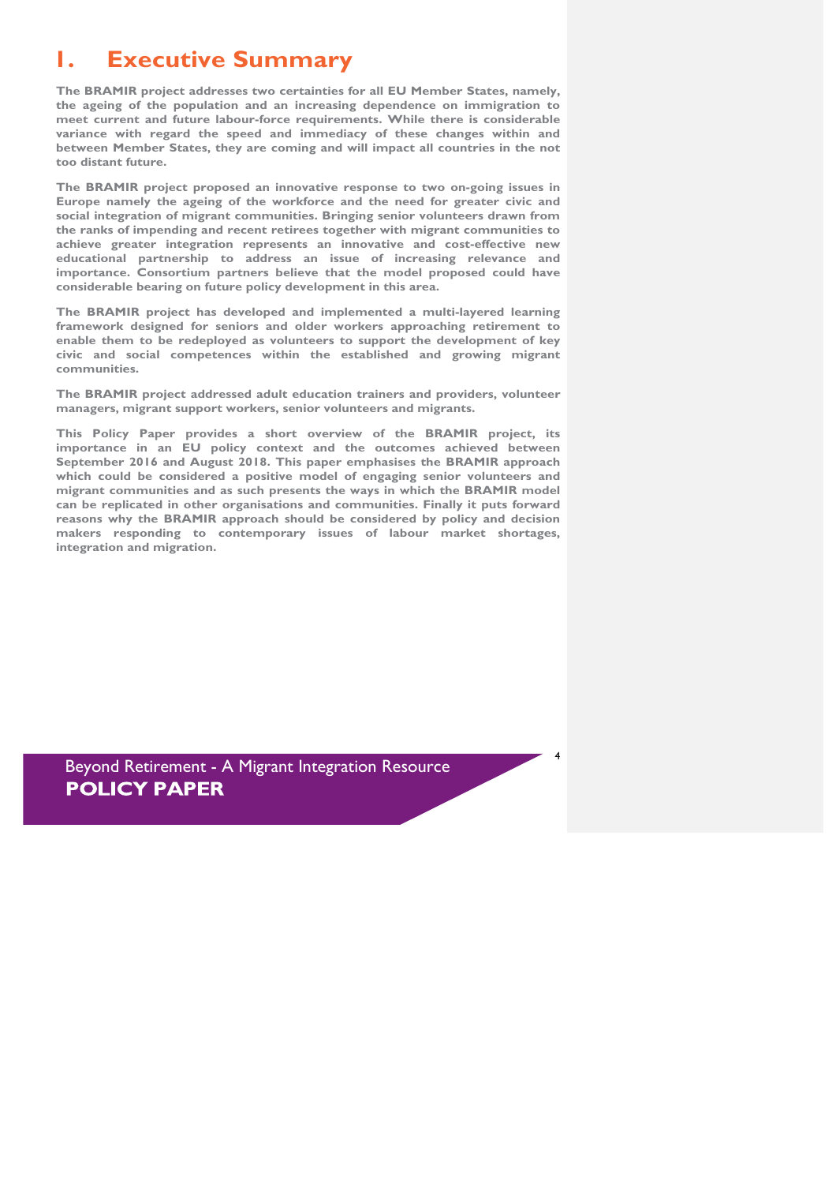# 1. Executive Summary

**The BRAMIR project addresses two certainties for all EU Member States, namely, the ageing of the population and an increasing dependence on immigration to meet current and future labour-force requirements. While there is considerable variance with regard the speed and immediacy of these changes within and between Member States, they are coming and will impact all countries in the not too distant future.**

**The BRAMIR project proposed an innovative response to two on-going issues in Europe namely the ageing of the workforce and the need for greater civic and social integration of migrant communities. Bringing senior volunteers drawn from the ranks of impending and recent retirees together with migrant communities to achieve greater integration represents an innovative and cost-effective new educational partnership to address an issue of increasing relevance and importance. Consortium partners believe that the model proposed could have considerable bearing on future policy development in this area.**

**The BRAMIR project has developed and implemented a multi-layered learning framework designed for seniors and older workers approaching retirement to enable them to be redeployed as volunteers to support the development of key civic and social competences within the established and growing migrant communities.**

**The BRAMIR project addressed adult education trainers and providers, volunteer managers, migrant support workers, senior volunteers and migrants.**

**This Policy Paper provides a short overview of the BRAMIR project, its importance in an EU policy context and the outcomes achieved between September 2016 and August 2018. This paper emphasises the BRAMIR approach which could be considered a positive model of engaging senior volunteers and migrant communities and as such presents the ways in which the BRAMIR model can be replicated in other organisations and communities. Finally it puts forward reasons why the BRAMIR approach should be considered by policy and decision makers responding to contemporary issues of labour market shortages, integration and migration.**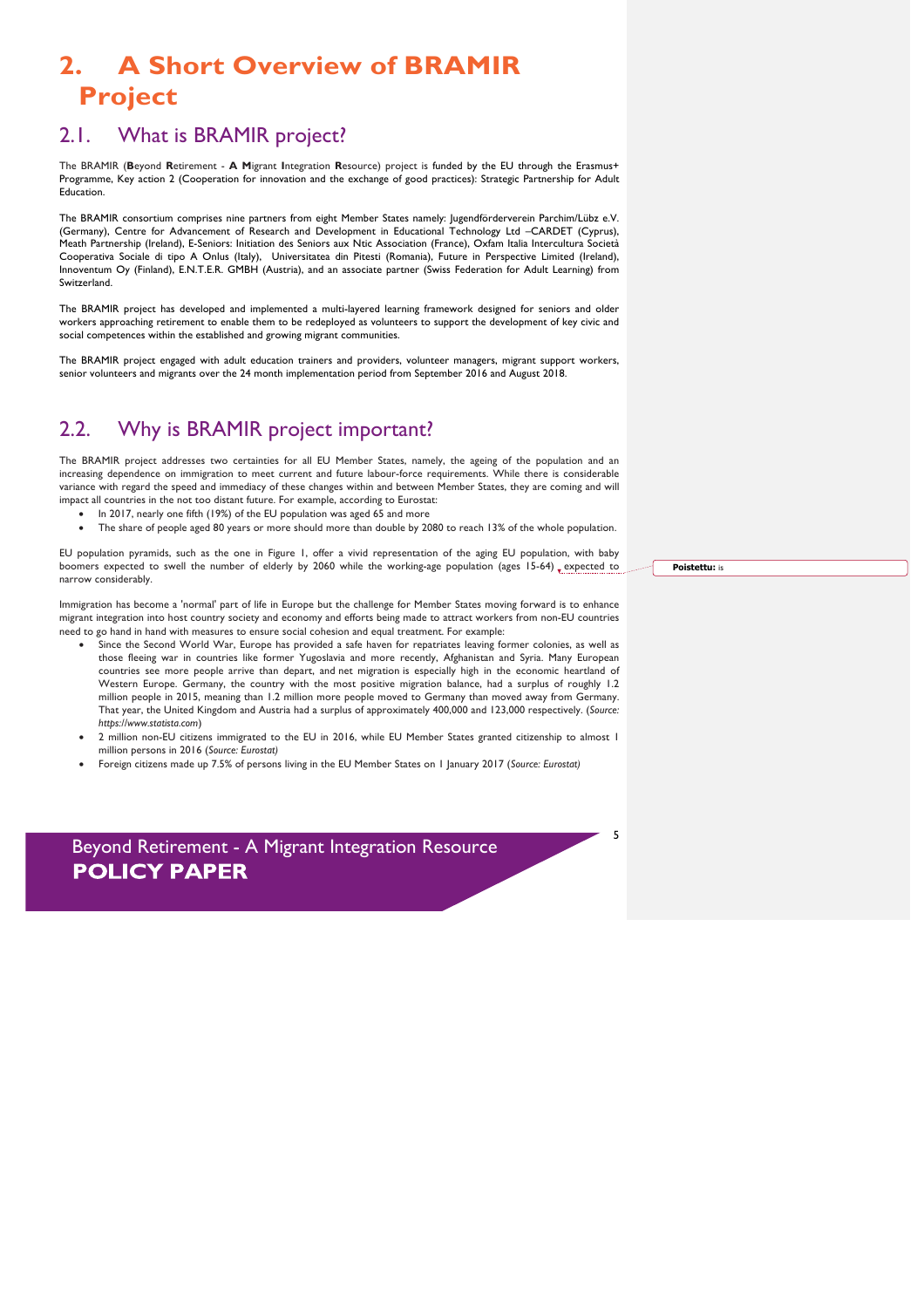# 2. A Short Overview of BRAMIR Project

## 2.1. What is BRAMIR project?

The BRAMIR (**B**eyond **R**etirement - **A** **M**igrant **I**ntegration **R**esource) project is funded by the EU through the Erasmus+ Programme, Key action 2 (Cooperation for innovation and the exchange of good practices): Strategic Partnership for Adult Education.

The BRAMIR consortium comprises nine partners from eight Member States namely: Jugendförderverein Parchim/Lübz e.V. (Germany), Centre for Advancement of Research and Development in Educational Technology Ltd –CARDET (Cyprus), Meath Partnership (Ireland), E-Seniors: Initiation des Seniors aux Ntic Association (France), Oxfam Italia Intercultura Società Cooperativa Sociale di tipo A Onlus (Italy), Universitatea din Pitesti (Romania), Future in Perspective Limited (Ireland), Innoventum Oy (Finland), E.N.T.E.R. GMBH (Austria), and an associate partner (Swiss Federation for Adult Learning) from Switzerland.

The BRAMIR project has developed and implemented a multi-layered learning framework designed for seniors and older workers approaching retirement to enable them to be redeployed as volunteers to support the development of key civic and social competences within the established and growing migrant communities.

The BRAMIR project engaged with adult education trainers and providers, volunteer managers, migrant support workers, senior volunteers and migrants over the 24 month implementation period from September 2016 and August 2018.

## 2.2. Why is BRAMIR project important?

The BRAMIR project addresses two certainties for all EU Member States, namely, the ageing of the population and an increasing dependence on immigration to meet current and future labour-force requirements. While there is considerable variance with regard the speed and immediacy of these changes within and between Member States, they are coming and will impact all countries in the not too distant future. For example, according to Eurostat:

- In 2017, nearly one fifth (19%) of the EU population was aged 65 and more
- The share of people aged 80 years or more should more than double by 2080 to reach 13% of the whole population.

EU population pyramids, such as the one in Figure 1, offer a vivid representation of the aging EU population, with baby boomers expected to swell the number of elderly by 2060 while the working-age population (ages 15-64) expected to narrow considerably.

Immigration has become a 'normal' part of life in Europe but the challenge for Member States moving forward is to enhance migrant integration into host country society and economy and efforts being made to attract workers from non-EU countries need to go hand in hand with measures to ensure social cohesion and equal treatment. For example:

- Since the Second World War, Europe has provided a safe haven for repatriates leaving former colonies, as well as those fleeing war in countries like former Yugoslavia and more recently, Afghanistan and Syria. Many European countries see more people arrive than depart, and net migration is especially high in the economic heartland of Western Europe. Germany, the country with the most positive migration balance, had a surplus of roughly 1.2 million people in 2015, meaning than 1.2 million more people moved to Germany than moved away from Germany. That year, the United Kingdom and Austria had a surplus of approximately 400,000 and 123,000 respectively. (*Source: https://www.statista.com*)
- 2 million non-EU citizens immigrated to the EU in 2016, while EU Member States granted citizenship to almost 1 million persons in 2016 (*Source: Eurostat)*
- Foreign citizens made up 7.5% of persons living in the EU Member States on 1 January 2017 (*Source: Eurostat)*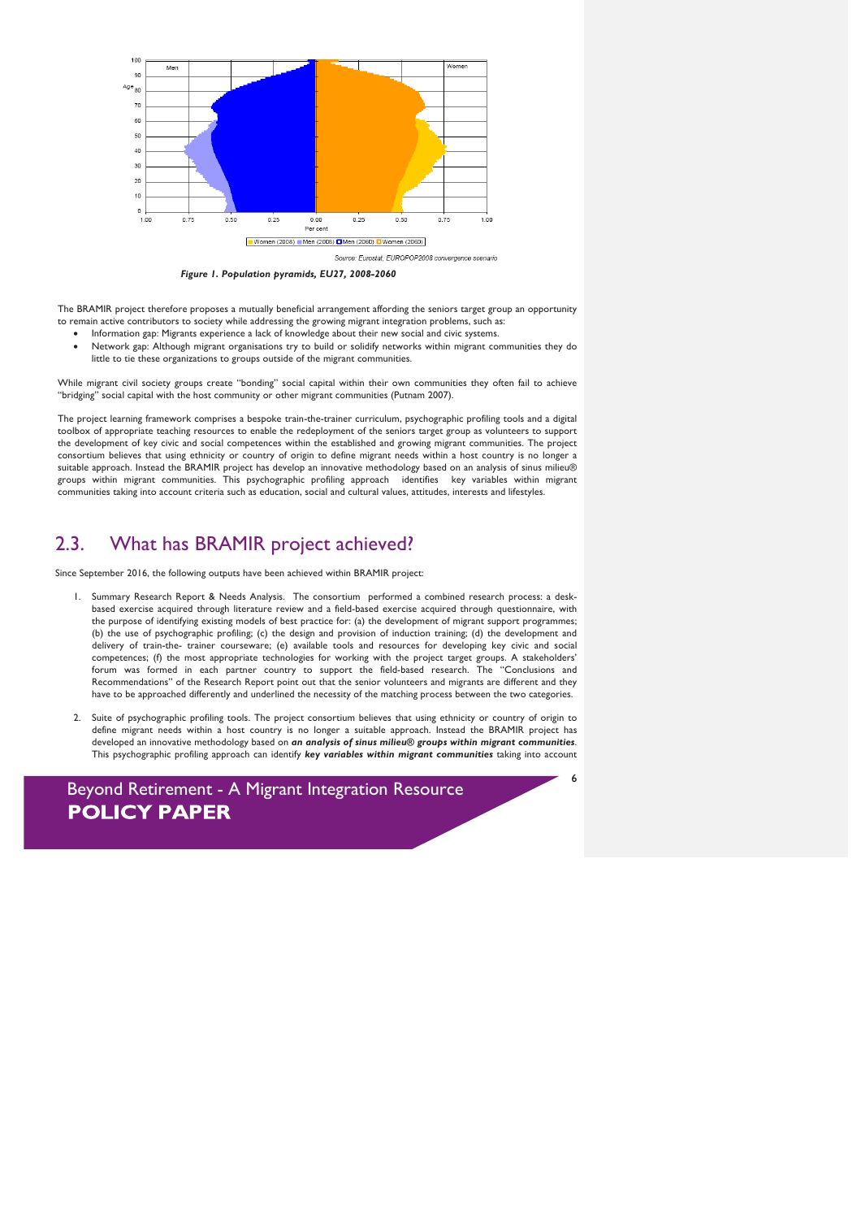Figure 1. Population pyramids, EU27, 2008-2060

The BRAMIR project therefore proposes a mutually beneficial arrangement affording the seniors target group an opportunity to remain active contributors to society while addressing the growing migrant integration problems, such as:

- Information gap: Migrants experience a lack of knowledge about their new social and civic systems.
- Network gap: Although migrant organisations try to build or solidify networks within migrant communities they do little to tie these organizations to groups outside of the migrant communities.

While migrant civil society groups create "bonding" social capital within their own communities they often fail to achieve "bridging" social capital with the host community or other migrant communities (Putnam 2007).

The project learning framework comprises a bespoke train-the-trainer curriculum, psychographic profiling tools and a digital toolbox of appropriate teaching resources to enable the redeployment of the seniors target group as volunteers to support the development of key civic and social competences within the established and growing migrant communities. The project consortium believes that using ethnicity or country of origin to define migrant needs within a host country is no longer a suitable approach. Instead the BRAMIR project has develop an innovative methodology based on an analysis of sinus milieu® groups within migrant communities. This psychographic profiling approach identifies key variables within migrant communities taking into account criteria such as education, social and cultural values, attitudes, interests and lifestyles.

## 2.3. What has BRAMIR project achieved?

Since September 2016, the following outputs have been achieved within BRAMIR project:

1. Summary Research Report & Needs Analysis. The consortium performed a combined research process: a desk-based exercise acquired through literature review and a field-based exercise acquired through questionnaire, with the purpose of identifying existing models of best practice for: (a) the development of migrant support programmes; (b) the use of psychographic profiling; (c) the design and provision of induction training; (d) the development and delivery of train-the- trainer courseware; (e) available tools and resources for developing key civic and social competences; (f) the most appropriate technologies for working with the project target groups. A stakeholders' forum was formed in each partner country to support the field-based research. The "Conclusions and Recommendations" of the Research Report point out that the senior volunteers and migrants are different and they have to be approached differently and underlined the necessity of the matching process between the two categories.

2. Suite of psychographic profiling tools. The project consortium believes that using ethnicity or country of origin to define migrant needs within a host country is no longer a suitable approach. Instead the BRAMIR project has developed an innovative methodology based on ***an analysis of sinus milieu® groups within migrant communities***. This psychographic profiling approach can identify ***key variables within migrant communities*** taking into account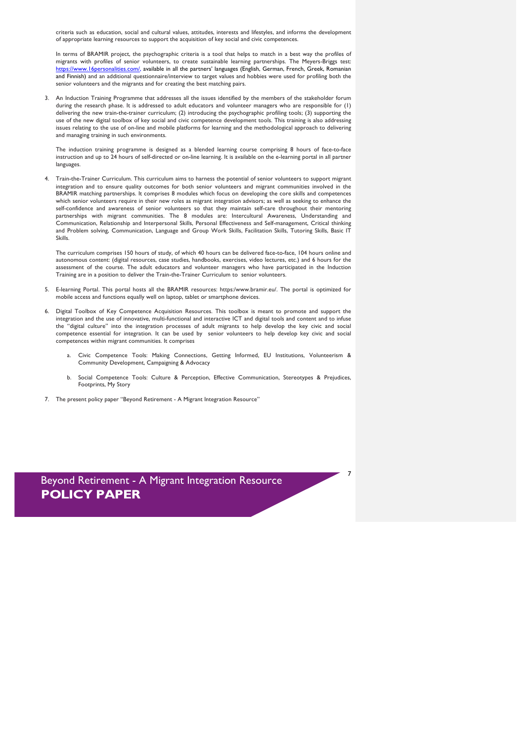criteria such as education, social and cultural values, attitudes, interests and lifestyles, and informs the development of appropriate learning resources to support the acquisition of key social and civic competences.

In terms of BRAMIR project, the psychographic criteria is a tool that helps to match in a best way the profiles of migrants with profiles of senior volunteers, to create sustainable learning partnerships. The Meyers-Briggs test: https://www.16personalities.com/, available in all the partners' languages (English, German, French, Greek, Romanian and Finnish) and an additional questionnaire/interview to target values and hobbies were used for profiling both the senior volunteers and the migrants and for creating the best matching pairs.

3. An Induction Training Programme that addresses all the issues identified by the members of the stakeholder forum during the research phase. It is addressed to adult educators and volunteer managers who are responsible for (1) delivering the new train-the-trainer curriculum; (2) introducing the psychographic profiling tools; (3) supporting the use of the new digital toolbox of key social and civic competence development tools. This training is also addressing issues relating to the use of on-line and mobile platforms for learning and the methodological approach to delivering and managing training in such environments.

   The induction training programme is designed as a blended learning course comprising 8 hours of face-to-face instruction and up to 24 hours of self-directed or on-line learning. It is available on the e-learning portal in all partner languages.

4. Train-the-Trainer Curriculum. This curriculum aims to harness the potential of senior volunteers to support migrant integration and to ensure quality outcomes for both senior volunteers and migrant communities involved in the BRAMIR matching partnerships. It comprises 8 modules which focus on developing the core skills and competences which senior volunteers require in their new roles as migrant integration advisors; as well as seeking to enhance the self-confidence and awareness of senior volunteers so that they maintain self-care throughout their mentoring partnerships with migrant communities. The 8 modules are: Intercultural Awareness, Understanding and Communication, Relationship and Interpersonal Skills, Personal Effectiveness and Self-management, Critical thinking and Problem solving, Communication, Language and Group Work Skills, Facilitation Skills, Tutoring Skills, Basic IT Skills.

   The curriculum comprises 150 hours of study, of which 40 hours can be delivered face-to-face, 104 hours online and autonomous content: (digital resources, case studies, handbooks, exercises, video lectures, etc.) and 6 hours for the assessment of the course. The adult educators and volunteer managers who have participated in the Induction Training are in a position to deliver the Train-the-Trainer Curriculum to senior volunteers.

5. E-learning Portal. This portal hosts all the BRAMIR resources: https:/www.bramir.eu/. The portal is optimized for mobile access and functions equally well on laptop, tablet or smartphone devices.

6. Digital Toolbox of Key Competence Acquisition Resources. This toolbox is meant to promote and support the integration and the use of innovative, multi-functional and interactive ICT and digital tools and content and to infuse the "digital culture" into the integration processes of adult migrants to help develop the key civic and social competence essential for integration. It can be used by senior volunteers to help develop key civic and social competences within migrant communities. It comprises

   a. Civic Competence Tools: Making Connections, Getting Informed, EU Institutions, Volunteerism & Community Development, Campaigning & Advocacy

   b. Social Competence Tools: Culture & Perception, Effective Communication, Stereotypes & Prejudices, Footprints, My Story

7. The present policy paper "Beyond Retirement - A Migrant Integration Resource"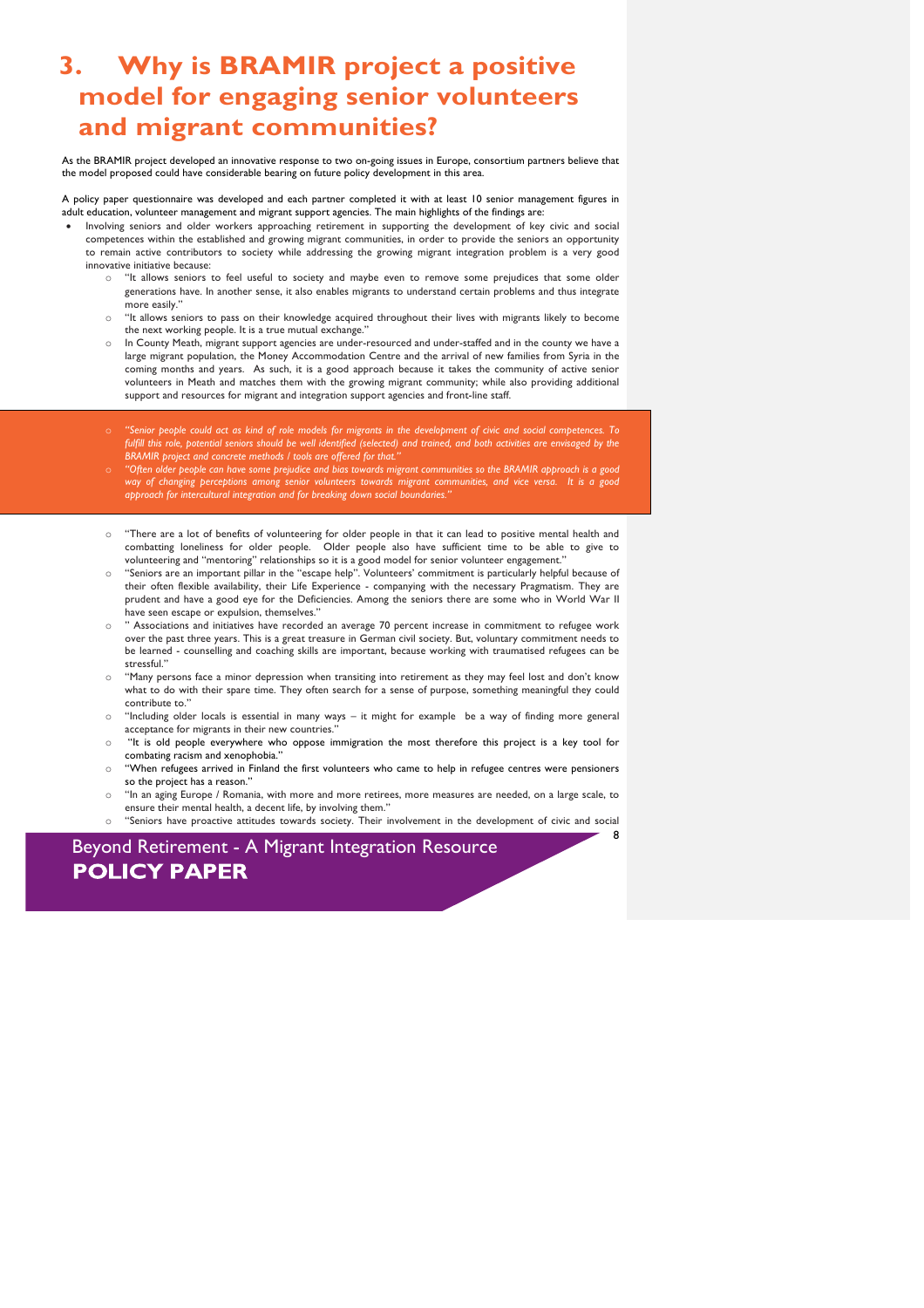# 3. Why is BRAMIR project a positive model for engaging senior volunteers and migrant communities?

As the BRAMIR project developed an innovative response to two on-going issues in Europe, consortium partners believe that the model proposed could have considerable bearing on future policy development in this area.

A policy paper questionnaire was developed and each partner completed it with at least 10 senior management figures in adult education, volunteer management and migrant support agencies. The main highlights of the findings are:

- Involving seniors and older workers approaching retirement in supporting the development of key civic and social competences within the established and growing migrant communities, in order to provide the seniors an opportunity to remain active contributors to society while addressing the growing migrant integration problem is a very good innovative initiative because:
    - "It allows seniors to feel useful to society and maybe even to remove some prejudices that some older generations have. In another sense, it also enables migrants to understand certain problems and thus integrate more easily."
    - "It allows seniors to pass on their knowledge acquired throughout their lives with migrants likely to become the next working people. It is a true mutual exchange."
    - In County Meath, migrant support agencies are under-resourced and under-staffed and in the county we have a large migrant population, the Money Accommodation Centre and the arrival of new families from Syria in the coming months and years. As such, it is a good approach because it takes the community of active senior volunteers in Meath and matches them with the growing migrant community; while also providing additional support and resources for migrant and integration support agencies and front-line staff.
    - *"Senior people could act as kind of role models for migrants in the development of civic and social competences. To fulfill this role, potential seniors should be well identified (selected) and trained, and both activities are envisaged by the BRAMIR project and concrete methods / tools are offered for that."*
    - *"Often older people can have some prejudice and bias towards migrant communities so the BRAMIR approach is a good way of changing perceptions among senior volunteers towards migrant communities, and vice versa. It is a good approach for intercultural integration and for breaking down social boundaries."*
    - "There are a lot of benefits of volunteering for older people in that it can lead to positive mental health and combatting loneliness for older people. Older people also have sufficient time to be able to give to volunteering and "mentoring" relationships so it is a good model for senior volunteer engagement."
    - "Seniors are an important pillar in the "escape help". Volunteers' commitment is particularly helpful because of their often flexible availability, their Life Experience - companying with the necessary Pragmatism. They are prudent and have a good eye for the Deficiencies. Among the seniors there are some who in World War II have seen escape or expulsion, themselves."
    - " Associations and initiatives have recorded an average 70 percent increase in commitment to refugee work over the past three years. This is a great treasure in German civil society. But, voluntary commitment needs to be learned - counselling and coaching skills are important, because working with traumatised refugees can be stressful."
    - "Many persons face a minor depression when transiting into retirement as they may feel lost and don't know what to do with their spare time. They often search for a sense of purpose, something meaningful they could contribute to."
    - "Including older locals is essential in many ways – it might for example be a way of finding more general acceptance for migrants in their new countries."
    - "It is old people everywhere who oppose immigration the most therefore this project is a key tool for combating racism and xenophobia."
    - "When refugees arrived in Finland the first volunteers who came to help in refugee centres were pensioners so the project has a reason."
    - "In an aging Europe / Romania, with more and more retirees, more measures are needed, on a large scale, to ensure their mental health, a decent life, by involving them."
    - "Seniors have proactive attitudes towards society. Their involvement in the development of civic and social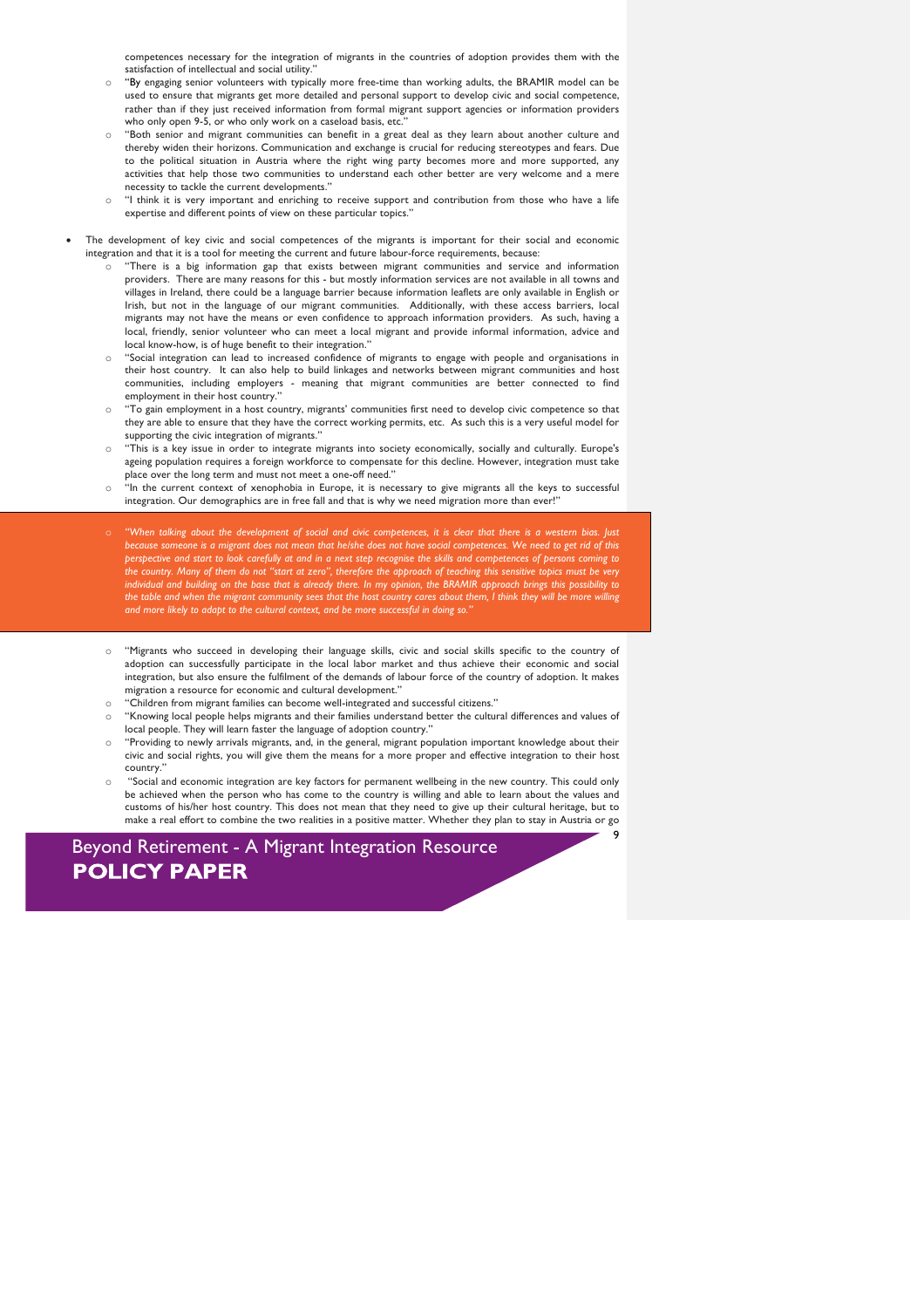competences necessary for the integration of migrants in the countries of adoption provides them with the satisfaction of intellectual and social utility."

- "By engaging senior volunteers with typically more free-time than working adults, the BRAMIR model can be used to ensure that migrants get more detailed and personal support to develop civic and social competence, rather than if they just received information from formal migrant support agencies or information providers who only open 9-5, or who only work on a caseload basis, etc."
- "Both senior and migrant communities can benefit in a great deal as they learn about another culture and thereby widen their horizons. Communication and exchange is crucial for reducing stereotypes and fears. Due to the political situation in Austria where the right wing party becomes more and more supported, any activities that help those two communities to understand each other better are very welcome and a mere necessity to tackle the current developments."
- "I think it is very important and enriching to receive support and contribution from those who have a life expertise and different points of view on these particular topics."

- The development of key civic and social competences of the migrants is important for their social and economic integration and that it is a tool for meeting the current and future labour-force requirements, because:
  - "There is a big information gap that exists between migrant communities and service and information providers. There are many reasons for this - but mostly information services are not available in all towns and villages in Ireland, there could be a language barrier because information leaflets are only available in English or Irish, but not in the language of our migrant communities. Additionally, with these access barriers, local migrants may not have the means or even confidence to approach information providers. As such, having a local, friendly, senior volunteer who can meet a local migrant and provide informal information, advice and local know-how, is of huge benefit to their integration."
  - "Social integration can lead to increased confidence of migrants to engage with people and organisations in their host country. It can also help to build linkages and networks between migrant communities and host communities, including employers - meaning that migrant communities are better connected to find employment in their host country."
  - "To gain employment in a host country, migrants' communities first need to develop civic competence so that they are able to ensure that they have the correct working permits, etc. As such this is a very useful model for supporting the civic integration of migrants."
  - "This is a key issue in order to integrate migrants into society economically, socially and culturally. Europe's ageing population requires a foreign workforce to compensate for this decline. However, integration must take place over the long term and must not meet a one-off need."
  - "In the current context of xenophobia in Europe, it is necessary to give migrants all the keys to successful integration. Our demographics are in free fall and that is why we need migration more than ever!"
  - *"When talking about the development of social and civic competences, it is clear that there is a western bias. Just because someone is a migrant does not mean that he/she does not have social competences. We need to get rid of this perspective and start to look carefully at and in a next step recognise the skills and competences of persons coming to the country. Many of them do not "start at zero", therefore the approach of teaching this sensitive topics must be very individual and building on the base that is already there. In my opinion, the BRAMIR approach brings this possibility to the table and when the migrant community sees that the host country cares about them, I think they will be more willing and more likely to adapt to the cultural context, and be more successful in doing so."*
  - "Migrants who succeed in developing their language skills, civic and social skills specific to the country of adoption can successfully participate in the local labor market and thus achieve their economic and social integration, but also ensure the fulfilment of the demands of labour force of the country of adoption. It makes migration a resource for economic and cultural development."
  - "Children from migrant families can become well-integrated and successful citizens."
  - "Knowing local people helps migrants and their families understand better the cultural differences and values of local people. They will learn faster the language of adoption country."
  - "Providing to newly arrivals migrants, and, in the general, migrant population important knowledge about their civic and social rights, you will give them the means for a more proper and effective integration to their host country."
  - "Social and economic integration are key factors for permanent wellbeing in the new country. This could only be achieved when the person who has come to the country is willing and able to learn about the values and customs of his/her host country. This does not mean that they need to give up their cultural heritage, but to make a real effort to combine the two realities in a positive matter. Whether they plan to stay in Austria or go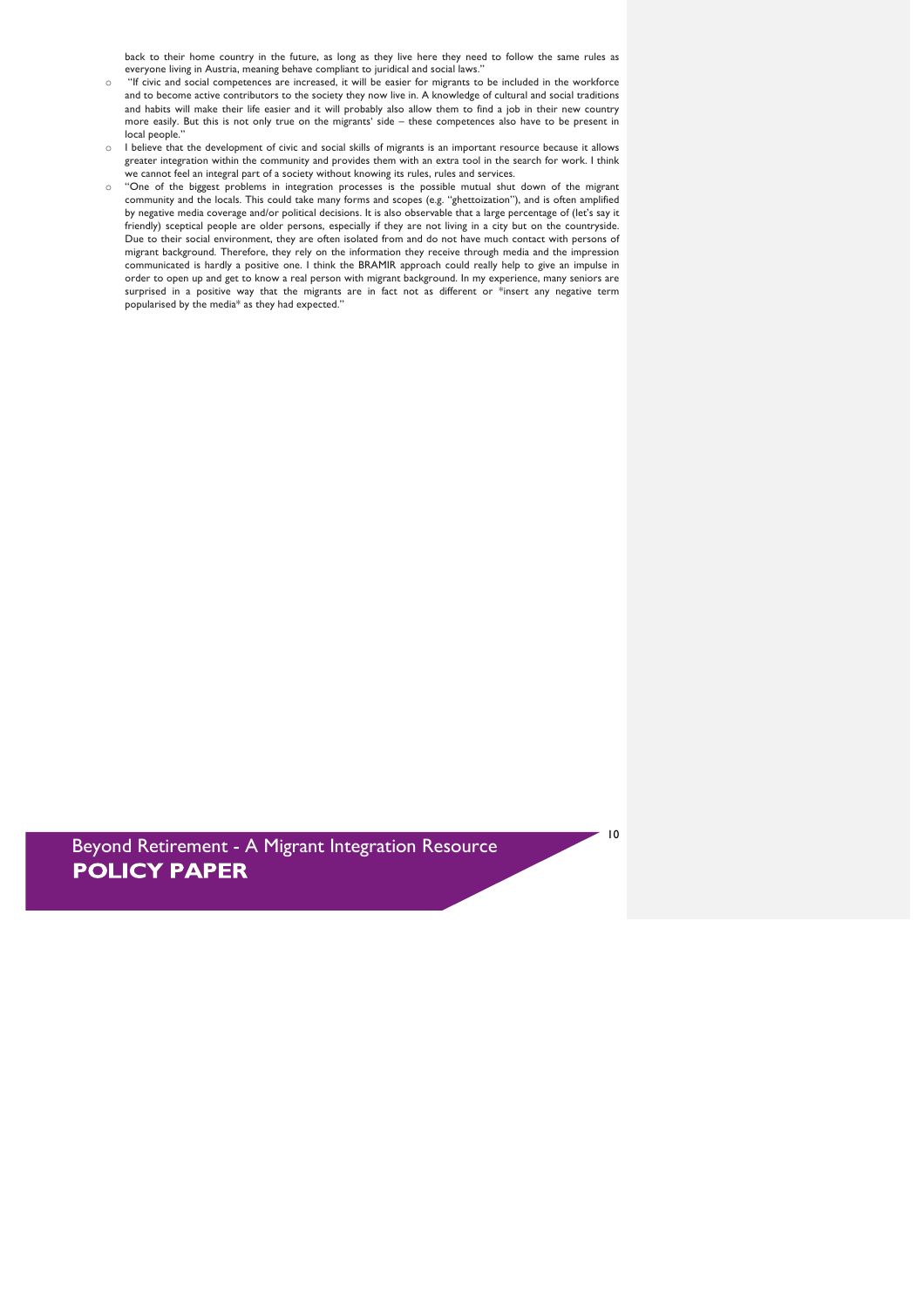back to their home country in the future, as long as they live here they need to follow the same rules as everyone living in Austria, meaning behave compliant to juridical and social laws."

- "If civic and social competences are increased, it will be easier for migrants to be included in the workforce and to become active contributors to the society they now live in. A knowledge of cultural and social traditions and habits will make their life easier and it will probably also allow them to find a job in their new country more easily. But this is not only true on the migrants' side – these competences also have to be present in local people."
- I believe that the development of civic and social skills of migrants is an important resource because it allows greater integration within the community and provides them with an extra tool in the search for work. I think we cannot feel an integral part of a society without knowing its rules, rules and services.
- "One of the biggest problems in integration processes is the possible mutual shut down of the migrant community and the locals. This could take many forms and scopes (e.g. "ghettoization"), and is often amplified by negative media coverage and/or political decisions. It is also observable that a large percentage of (let's say it friendly) sceptical people are older persons, especially if they are not living in a city but on the countryside. Due to their social environment, they are often isolated from and do not have much contact with persons of migrant background. Therefore, they rely on the information they receive through media and the impression communicated is hardly a positive one. I think the BRAMIR approach could really help to give an impulse in order to open up and get to know a real person with migrant background. In my experience, many seniors are surprised in a positive way that the migrants are in fact not as different or *insert any negative term popularised by the media* as they had expected."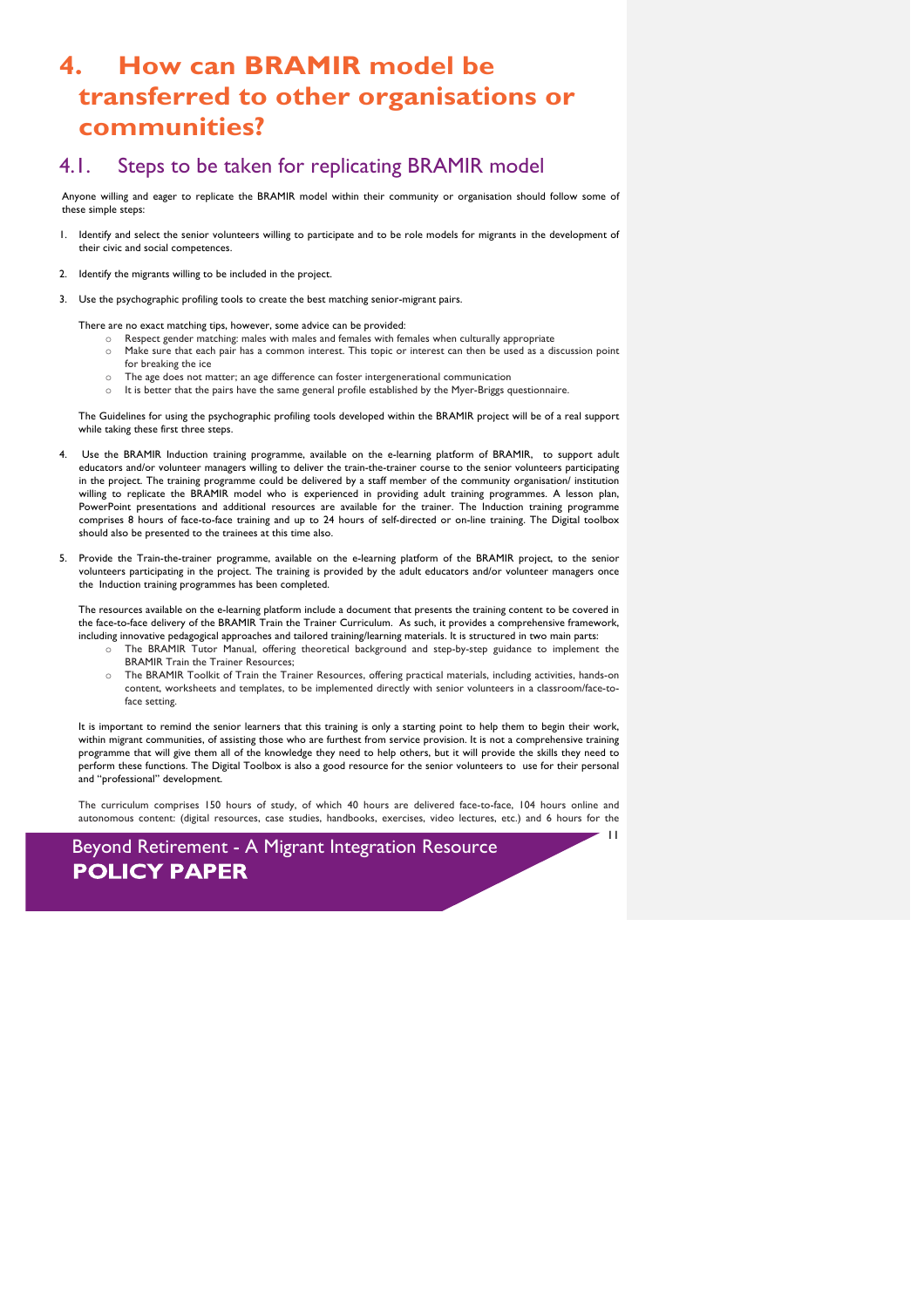# 4. How can BRAMIR model be transferred to other organisations or communities?

## 4.1. Steps to be taken for replicating BRAMIR model

Anyone willing and eager to replicate the BRAMIR model within their community or organisation should follow some of these simple steps:

1. Identify and select the senior volunteers willing to participate and to be role models for migrants in the development of their civic and social competences.

2. Identify the migrants willing to be included in the project.

3. Use the psychographic profiling tools to create the best matching senior-migrant pairs.

   There are no exact matching tips, however, some advice can be provided:
   - Respect gender matching: males with males and females with females when culturally appropriate
   - Make sure that each pair has a common interest. This topic or interest can then be used as a discussion point for breaking the ice
   - The age does not matter; an age difference can foster intergenerational communication
   - It is better that the pairs have the same general profile established by the Myer-Briggs questionnaire.

   The Guidelines for using the psychographic profiling tools developed within the BRAMIR project will be of a real support while taking these first three steps.

4. Use the BRAMIR Induction training programme, available on the e-learning platform of BRAMIR, to support adult educators and/or volunteer managers willing to deliver the train-the-trainer course to the senior volunteers participating in the project. The training programme could be delivered by a staff member of the community organisation/ institution willing to replicate the BRAMIR model who is experienced in providing adult training programmes. A lesson plan, PowerPoint presentations and additional resources are available for the trainer. The Induction training programme comprises 8 hours of face-to-face training and up to 24 hours of self-directed or on-line training. The Digital toolbox should also be presented to the trainees at this time also.

5. Provide the Train-the-trainer programme, available on the e-learning platform of the BRAMIR project, to the senior volunteers participating in the project. The training is provided by the adult educators and/or volunteer managers once the Induction training programmes has been completed.

   The resources available on the e-learning platform include a document that presents the training content to be covered in the face-to-face delivery of the BRAMIR Train the Trainer Curriculum. As such, it provides a comprehensive framework, including innovative pedagogical approaches and tailored training/learning materials. It is structured in two main parts:
   - The BRAMIR Tutor Manual, offering theoretical background and step-by-step guidance to implement the BRAMIR Train the Trainer Resources;
   - The BRAMIR Toolkit of Train the Trainer Resources, offering practical materials, including activities, hands-on content, worksheets and templates, to be implemented directly with senior volunteers in a classroom/face-to-face setting.

   It is important to remind the senior learners that this training is only a starting point to help them to begin their work, within migrant communities, of assisting those who are furthest from service provision. It is not a comprehensive training programme that will give them all of the knowledge they need to help others, but it will provide the skills they need to perform these functions. The Digital Toolbox is also a good resource for the senior volunteers to use for their personal and "professional" development.

   The curriculum comprises 150 hours of study, of which 40 hours are delivered face-to-face, 104 hours online and autonomous content: (digital resources, case studies, handbooks, exercises, video lectures, etc.) and 6 hours for the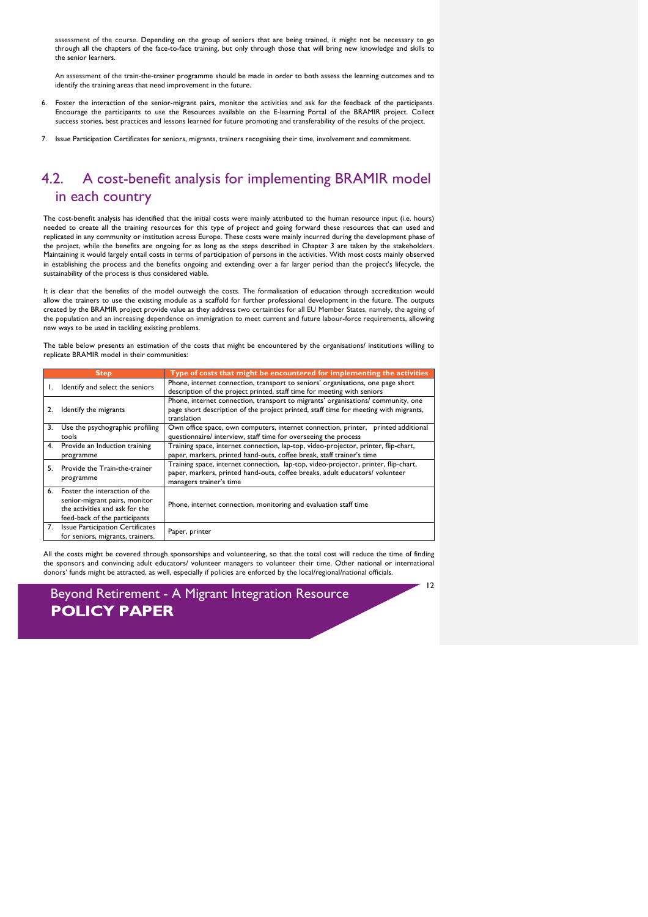assessment of the course. Depending on the group of seniors that are being trained, it might not be necessary to go through all the chapters of the face-to-face training, but only through those that will bring new knowledge and skills to the senior learners.

An assessment of the train-the-trainer programme should be made in order to both assess the learning outcomes and to identify the training areas that need improvement in the future.

6. Foster the interaction of the senior-migrant pairs, monitor the activities and ask for the feedback of the participants. Encourage the participants to use the Resources available on the E-learning Portal of the BRAMIR project. Collect success stories, best practices and lessons learned for future promoting and transferability of the results of the project.

7. Issue Participation Certificates for seniors, migrants, trainers recognising their time, involvement and commitment.

## 4.2. A cost-benefit analysis for implementing BRAMIR model in each country

The cost-benefit analysis has identified that the initial costs were mainly attributed to the human resource input (i.e. hours) needed to create all the training resources for this type of project and going forward these resources that can used and replicated in any community or institution across Europe. These costs were mainly incurred during the development phase of the project, while the benefits are ongoing for as long as the steps described in Chapter 3 are taken by the stakeholders. Maintaining it would largely entail costs in terms of participation of persons in the activities. With most costs mainly observed in establishing the process and the benefits ongoing and extending over a far larger period than the project's lifecycle, the sustainability of the process is thus considered viable.

It is clear that the benefits of the model outweigh the costs. The formalisation of education through accreditation would allow the trainers to use the existing module as a scaffold for further professional development in the future. The outputs created by the BRAMIR project provide value as they address two certainties for all EU Member States, namely, the ageing of the population and an increasing dependence on immigration to meet current and future labour-force requirements, allowing new ways to be used in tackling existing problems.

The table below presents an estimation of the costs that might be encountered by the organisations/ institutions willing to replicate BRAMIR model in their communities:

| Step | Type of costs that might be encountered for implementing the activities |
|---|---|
| 1. Identify and select the seniors | Phone, internet connection, transport to seniors' organisations, one page short description of the project printed, staff time for meeting with seniors |
| 2. Identify the migrants | Phone, internet connection, transport to migrants' organisations/ community, one page short description of the project printed, staff time for meeting with migrants, translation |
| 3. Use the psychographic profiling tools | Own office space, own computers, internet connection, printer, printed additional questionnaire/ interview, staff time for overseeing the process |
| 4. Provide an Induction training programme | Training space, internet connection, lap-top, video-projector, printer, flip-chart, paper, markers, printed hand-outs, coffee break, staff trainer's time |
| 5. Provide the Train-the-trainer programme | Training space, internet connection, lap-top, video-projector, printer, flip-chart, paper, markers, printed hand-outs, coffee breaks, adult educators/ volunteer managers trainer's time |
| 6. Foster the interaction of the senior-migrant pairs, monitor the activities and ask for the feed-back of the participants | Phone, internet connection, monitoring and evaluation staff time |
| 7. Issue Participation Certificates for seniors, migrants, trainers. | Paper, printer |

All the costs might be covered through sponsorships and volunteering, so that the total cost will reduce the time of finding the sponsors and convincing adult educators/ volunteer managers to volunteer their time. Other national or international donors' funds might be attracted, as well, especially if policies are enforced by the local/regional/national officials.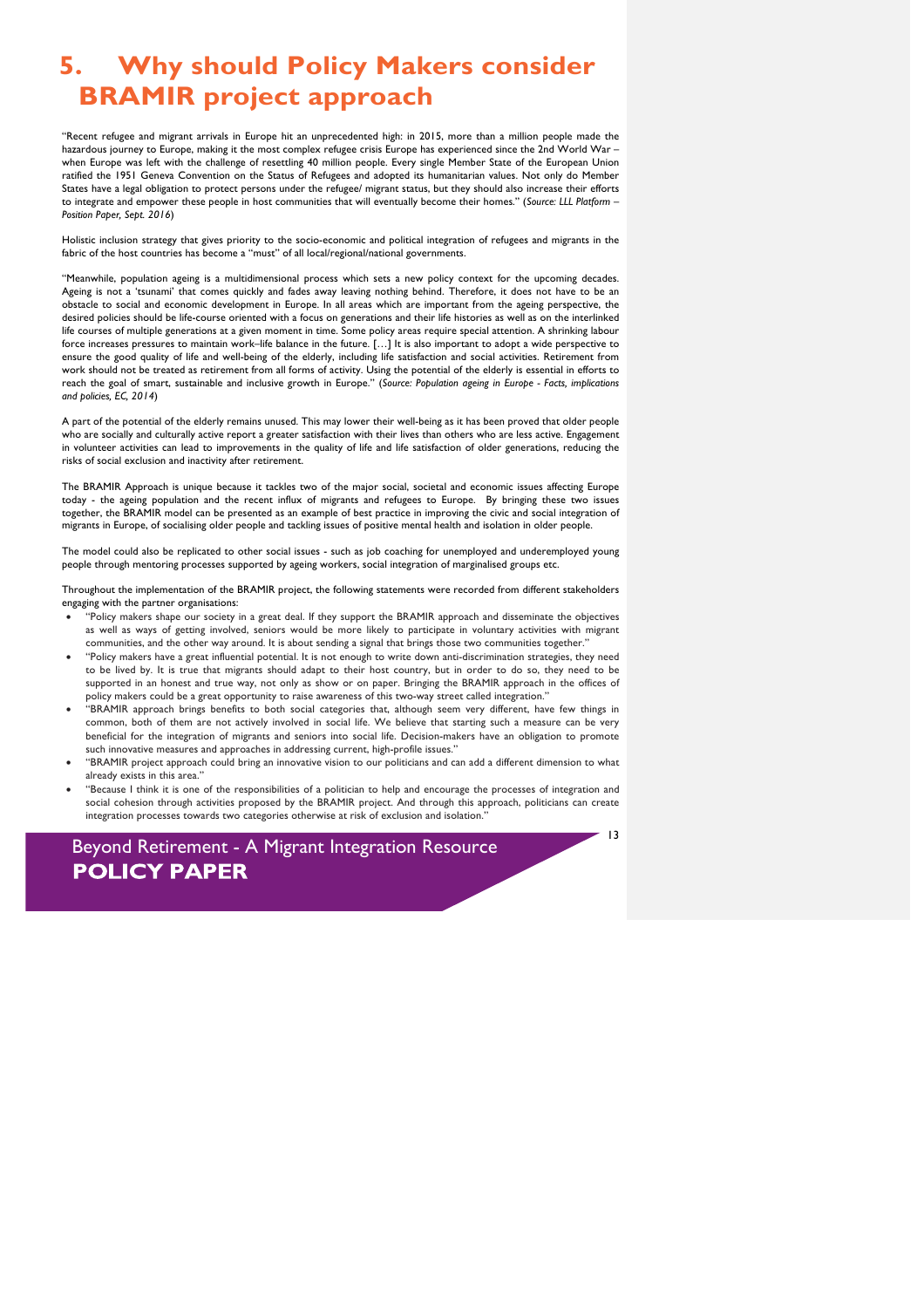# 5. Why should Policy Makers consider BRAMIR project approach

"Recent refugee and migrant arrivals in Europe hit an unprecedented high: in 2015, more than a million people made the hazardous journey to Europe, making it the most complex refugee crisis Europe has experienced since the 2nd World War – when Europe was left with the challenge of resettling 40 million people. Every single Member State of the European Union ratified the 1951 Geneva Convention on the Status of Refugees and adopted its humanitarian values. Not only do Member States have a legal obligation to protect persons under the refugee/ migrant status, but they should also increase their efforts to integrate and empower these people in host communities that will eventually become their homes." (*Source: LLL Platform – Position Paper, Sept. 2016*)

Holistic inclusion strategy that gives priority to the socio-economic and political integration of refugees and migrants in the fabric of the host countries has become a "must" of all local/regional/national governments.

"Meanwhile, population ageing is a multidimensional process which sets a new policy context for the upcoming decades. Ageing is not a 'tsunami' that comes quickly and fades away leaving nothing behind. Therefore, it does not have to be an obstacle to social and economic development in Europe. In all areas which are important from the ageing perspective, the desired policies should be life-course oriented with a focus on generations and their life histories as well as on the interlinked life courses of multiple generations at a given moment in time. Some policy areas require special attention. A shrinking labour force increases pressures to maintain work–life balance in the future. […] It is also important to adopt a wide perspective to ensure the good quality of life and well-being of the elderly, including life satisfaction and social activities. Retirement from work should not be treated as retirement from all forms of activity. Using the potential of the elderly is essential in efforts to reach the goal of smart, sustainable and inclusive growth in Europe." (*Source: Population ageing in Europe - Facts, implications and policies, EC, 2014*)

A part of the potential of the elderly remains unused. This may lower their well-being as it has been proved that older people who are socially and culturally active report a greater satisfaction with their lives than others who are less active. Engagement in volunteer activities can lead to improvements in the quality of life and life satisfaction of older generations, reducing the risks of social exclusion and inactivity after retirement.

The BRAMIR Approach is unique because it tackles two of the major social, societal and economic issues affecting Europe today - the ageing population and the recent influx of migrants and refugees to Europe. By bringing these two issues together, the BRAMIR model can be presented as an example of best practice in improving the civic and social integration of migrants in Europe, of socialising older people and tackling issues of positive mental health and isolation in older people.

The model could also be replicated to other social issues - such as job coaching for unemployed and underemployed young people through mentoring processes supported by ageing workers, social integration of marginalised groups etc.

Throughout the implementation of the BRAMIR project, the following statements were recorded from different stakeholders engaging with the partner organisations:

- "Policy makers shape our society in a great deal. If they support the BRAMIR approach and disseminate the objectives as well as ways of getting involved, seniors would be more likely to participate in voluntary activities with migrant communities, and the other way around. It is about sending a signal that brings those two communities together."
- "Policy makers have a great influential potential. It is not enough to write down anti-discrimination strategies, they need to be lived by. It is true that migrants should adapt to their host country, but in order to do so, they need to be supported in an honest and true way, not only as show or on paper. Bringing the BRAMIR approach in the offices of policy makers could be a great opportunity to raise awareness of this two-way street called integration."
- "BRAMIR approach brings benefits to both social categories that, although seem very different, have few things in common, both of them are not actively involved in social life. We believe that starting such a measure can be very beneficial for the integration of migrants and seniors into social life. Decision-makers have an obligation to promote such innovative measures and approaches in addressing current, high-profile issues."
- "BRAMIR project approach could bring an innovative vision to our politicians and can add a different dimension to what already exists in this area."
- "Because I think it is one of the responsibilities of a politician to help and encourage the processes of integration and social cohesion through activities proposed by the BRAMIR project. And through this approach, politicians can create integration processes towards two categories otherwise at risk of exclusion and isolation."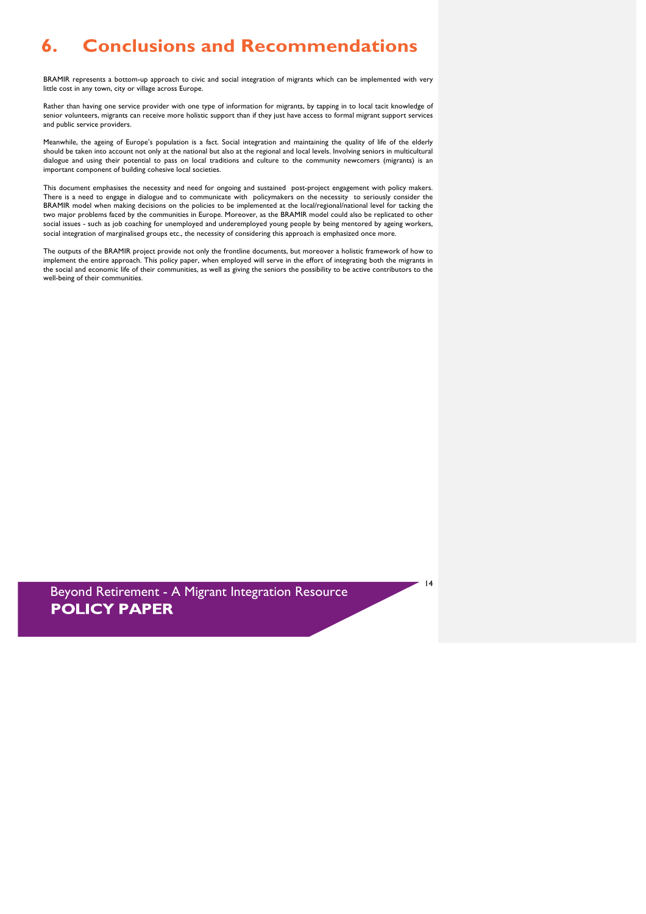# 6. Conclusions and Recommendations

BRAMIR represents a bottom-up approach to civic and social integration of migrants which can be implemented with very little cost in any town, city or village across Europe.

Rather than having one service provider with one type of information for migrants, by tapping in to local tacit knowledge of senior volunteers, migrants can receive more holistic support than if they just have access to formal migrant support services and public service providers.

Meanwhile, the ageing of Europe's population is a fact. Social integration and maintaining the quality of life of the elderly should be taken into account not only at the national but also at the regional and local levels. Involving seniors in multicultural dialogue and using their potential to pass on local traditions and culture to the community newcomers (migrants) is an important component of building cohesive local societies.

This document emphasises the necessity and need for ongoing and sustained post-project engagement with policy makers. There is a need to engage in dialogue and to communicate with policymakers on the necessity to seriously consider the BRAMIR model when making decisions on the policies to be implemented at the local/regional/national level for tacking the two major problems faced by the communities in Europe. Moreover, as the BRAMIR model could also be replicated to other social issues - such as job coaching for unemployed and underemployed young people by being mentored by ageing workers, social integration of marginalised groups etc., the necessity of considering this approach is emphasized once more.

The outputs of the BRAMIR project provide not only the frontline documents, but moreover a holistic framework of how to implement the entire approach. This policy paper, when employed will serve in the effort of integrating both the migrants in the social and economic life of their communities, as well as giving the seniors the possibility to be active contributors to the well-being of their communities.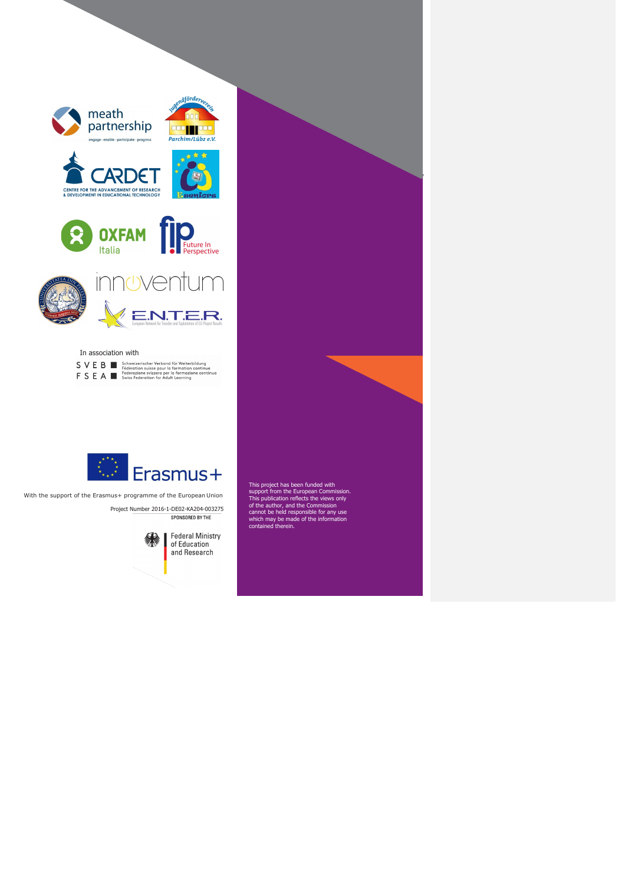In association with

With the support of the Erasmus+ programme of the European Union

Project Number 2016-1-DE02-KA204-003275

SPONSORED BY THE

Federal Ministry of Education and Research

This project has been funded with support from the European Commission. This publication reflects the views only of the author, and the Commission cannot be held responsible for any use which may be made of the information contained therein.